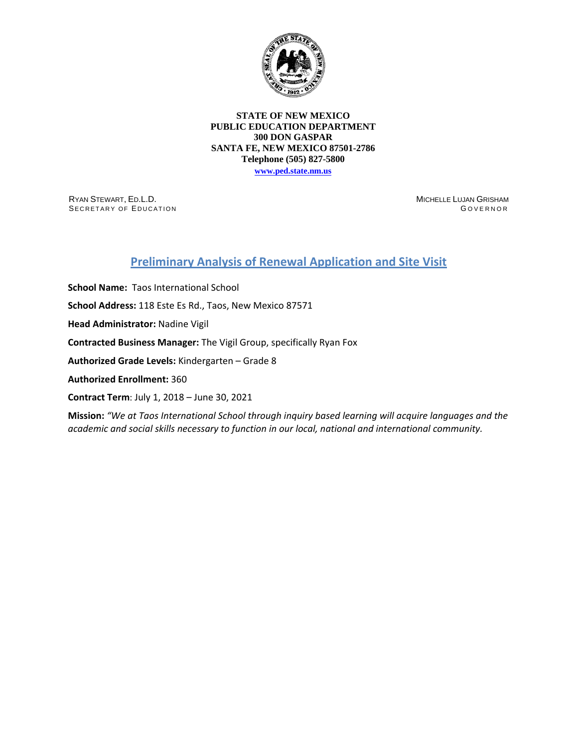**STATE OF NEW MEXICO**
**PUBLIC EDUCATION DEPARTMENT**
**300 DON GASPAR**
**SANTA FE, NEW MEXICO 87501-2786**
**Telephone (505) 827-5800**
**www.ped.state.nm.us**

RYAN STEWART, ED.L.D.
SECRETARY OF EDUCATION

MICHELLE LUJAN GRISHAM
GOVERNOR

# Preliminary Analysis of Renewal Application and Site Visit

**School Name:** Taos International School

**School Address:** 118 Este Es Rd., Taos, New Mexico 87571

**Head Administrator:** Nadine Vigil

**Contracted Business Manager:** The Vigil Group, specifically Ryan Fox

**Authorized Grade Levels:** Kindergarten – Grade 8

**Authorized Enrollment:** 360

**Contract Term**: July 1, 2018 – June 30, 2021

**Mission:** *"We at Taos International School through inquiry based learning will acquire languages and the academic and social skills necessary to function in our local, national and international community.*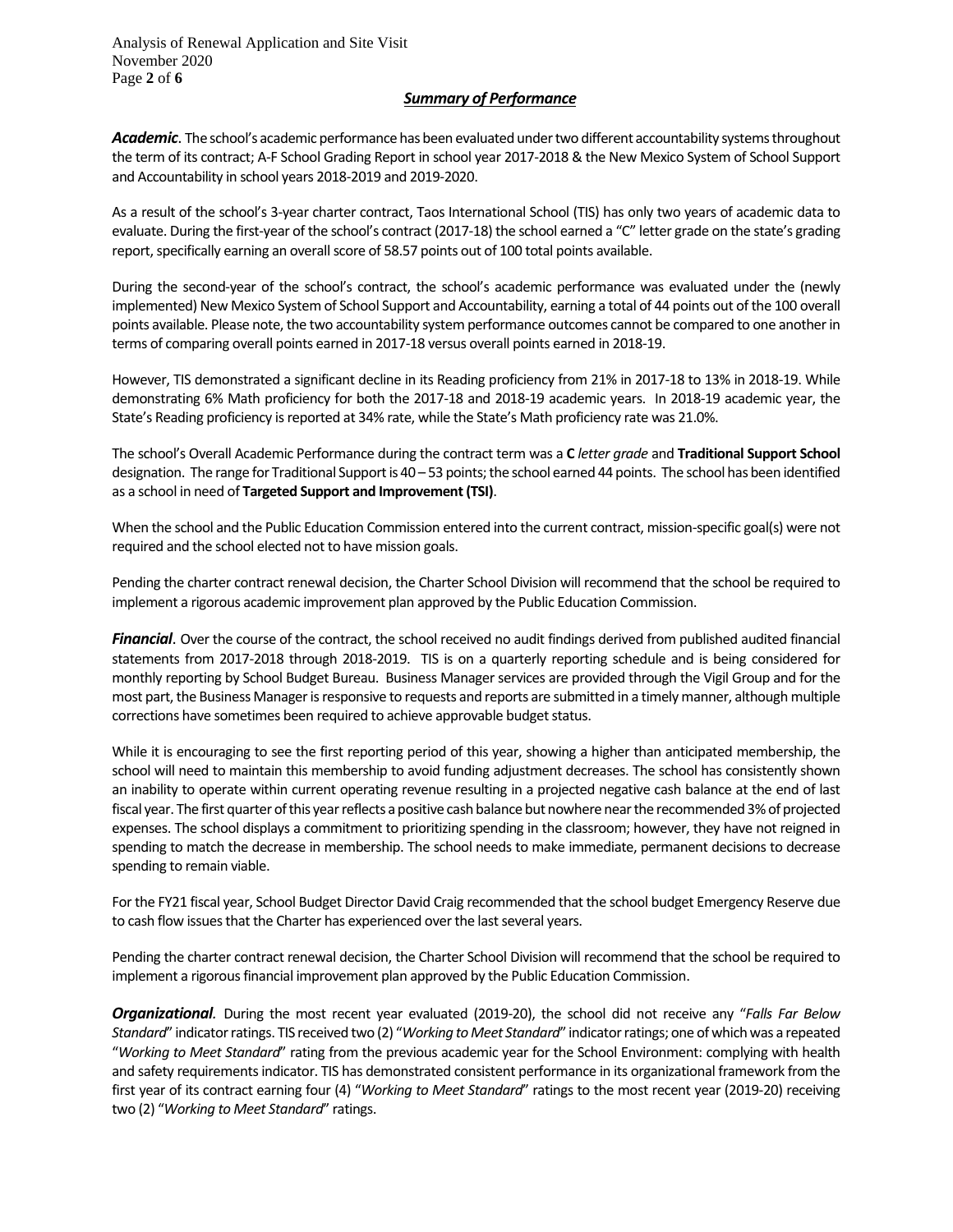## ***Summary of Performance***

***Academic***. The school's academic performance has been evaluated under two different accountability systems throughout the term of its contract; A-F School Grading Report in school year 2017-2018 & the New Mexico System of School Support and Accountability in school years 2018-2019 and 2019-2020.

As a result of the school's 3-year charter contract, Taos International School (TIS) has only two years of academic data to evaluate. During the first-year of the school's contract (2017-18) the school earned a "C" letter grade on the state's grading report, specifically earning an overall score of 58.57 points out of 100 total points available.

During the second-year of the school's contract, the school's academic performance was evaluated under the (newly implemented) New Mexico System of School Support and Accountability, earning a total of 44 points out of the 100 overall points available. Please note, the two accountability system performance outcomes cannot be compared to one another in terms of comparing overall points earned in 2017-18 versus overall points earned in 2018-19.

However, TIS demonstrated a significant decline in its Reading proficiency from 21% in 2017-18 to 13% in 2018-19. While demonstrating 6% Math proficiency for both the 2017-18 and 2018-19 academic years. In 2018-19 academic year, the State's Reading proficiency is reported at 34% rate, while the State's Math proficiency rate was 21.0%.

The school's Overall Academic Performance during the contract term was a **C** *letter grade* and **Traditional Support School** designation. The range for Traditional Support is 40 – 53 points; the school earned 44 points. The school has been identified as a school in need of **Targeted Support and Improvement (TSI)**.

When the school and the Public Education Commission entered into the current contract, mission-specific goal(s) were not required and the school elected not to have mission goals.

Pending the charter contract renewal decision, the Charter School Division will recommend that the school be required to implement a rigorous academic improvement plan approved by the Public Education Commission.

***Financial***. Over the course of the contract, the school received no audit findings derived from published audited financial statements from 2017-2018 through 2018-2019. TIS is on a quarterly reporting schedule and is being considered for monthly reporting by School Budget Bureau. Business Manager services are provided through the Vigil Group and for the most part, the Business Manager is responsive to requests and reports are submitted in a timely manner, although multiple corrections have sometimes been required to achieve approvable budget status.

While it is encouraging to see the first reporting period of this year, showing a higher than anticipated membership, the school will need to maintain this membership to avoid funding adjustment decreases. The school has consistently shown an inability to operate within current operating revenue resulting in a projected negative cash balance at the end of last fiscal year. The first quarter of this year reflects a positive cash balance but nowhere near the recommended 3% of projected expenses. The school displays a commitment to prioritizing spending in the classroom; however, they have not reigned in spending to match the decrease in membership. The school needs to make immediate, permanent decisions to decrease spending to remain viable.

For the FY21 fiscal year, School Budget Director David Craig recommended that the school budget Emergency Reserve due to cash flow issues that the Charter has experienced over the last several years.

Pending the charter contract renewal decision, the Charter School Division will recommend that the school be required to implement a rigorous financial improvement plan approved by the Public Education Commission.

***Organizational***. During the most recent year evaluated (2019-20), the school did not receive any "*Falls Far Below Standard*" indicator ratings. TIS received two (2) "*Working to Meet Standard*" indicator ratings; one of which was a repeated "*Working to Meet Standard*" rating from the previous academic year for the School Environment: complying with health and safety requirements indicator. TIS has demonstrated consistent performance in its organizational framework from the first year of its contract earning four (4) "*Working to Meet Standard*" ratings to the most recent year (2019-20) receiving two (2) "*Working to Meet Standard*" ratings.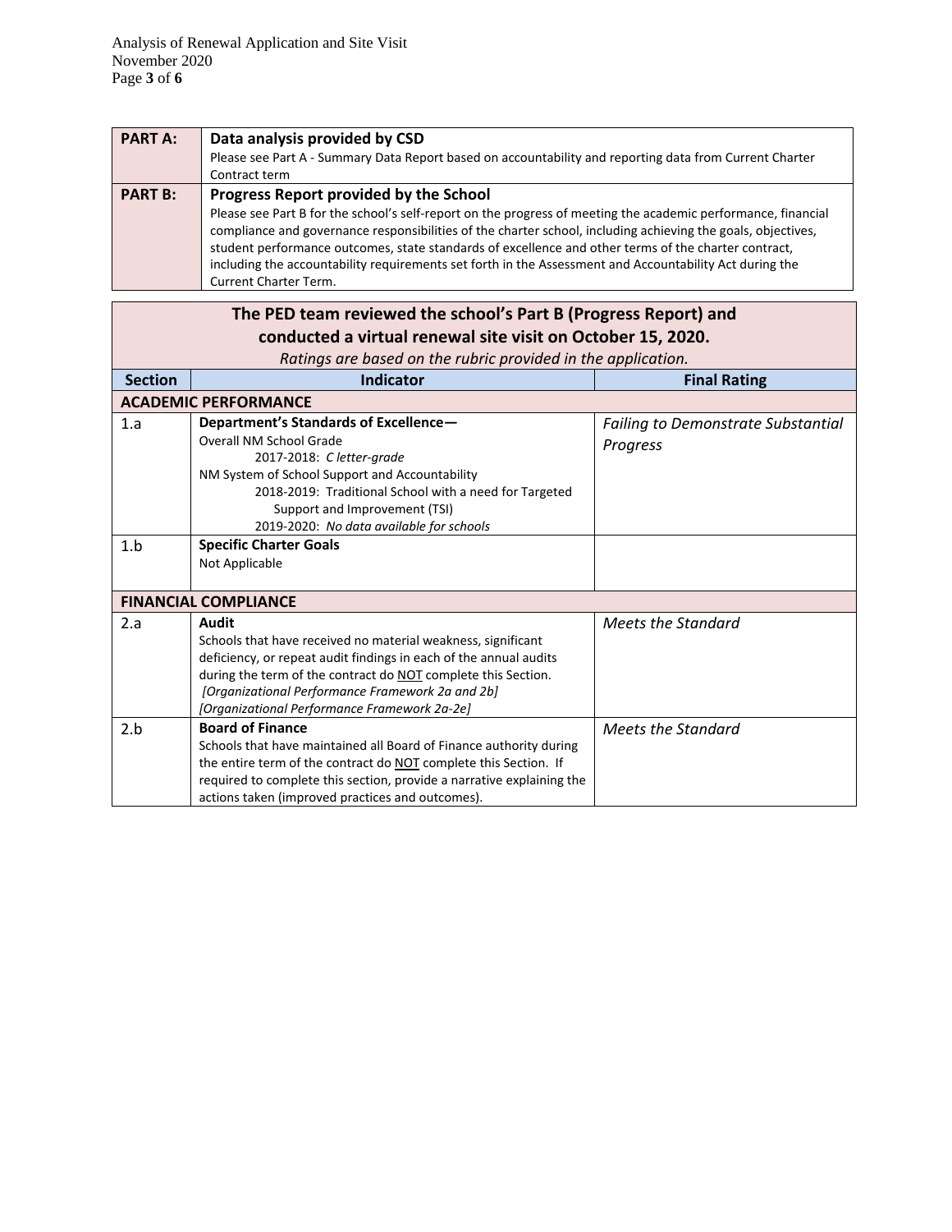| | |
|---|---|
| **PART A:** | **Data analysis provided by CSD**<br>Please see Part A - Summary Data Report based on accountability and reporting data from Current Charter Contract term |
| **PART B:** | **Progress Report provided by the School**<br>Please see Part B for the school's self-report on the progress of meeting the academic performance, financial compliance and governance responsibilities of the charter school, including achieving the goals, objectives, student performance outcomes, state standards of excellence and other terms of the charter contract, including the accountability requirements set forth in the Assessment and Accountability Act during the Current Charter Term. |

**The PED team reviewed the school's Part B (Progress Report) and conducted a virtual renewal site visit on October 15, 2020.**

*Ratings are based on the rubric provided in the application.*

| Section | Indicator | Final Rating |
|---|---|---|
| **ACADEMIC PERFORMANCE** | | |
| 1.a | **Department's Standards of Excellence—**<br>Overall NM School Grade<br>2017-2018: *C letter-grade*<br>NM System of School Support and Accountability<br>2018-2019: Traditional School with a need for Targeted Support and Improvement (TSI)<br>2019-2020: *No data available for schools* | *Failing to Demonstrate Substantial Progress* |
| 1.b | **Specific Charter Goals**<br>Not Applicable | |
| **FINANCIAL COMPLIANCE** | | |
| 2.a | **Audit**<br>Schools that have received no material weakness, significant deficiency, or repeat audit findings in each of the annual audits during the term of the contract do <u>NOT</u> complete this Section.<br>*[Organizational Performance Framework 2a and 2b]*<br>*[Organizational Performance Framework 2a-2e]* | *Meets the Standard* |
| 2.b | **Board of Finance**<br>Schools that have maintained all Board of Finance authority during the entire term of the contract do <u>NOT</u> complete this Section. If required to complete this section, provide a narrative explaining the actions taken (improved practices and outcomes). | *Meets the Standard* |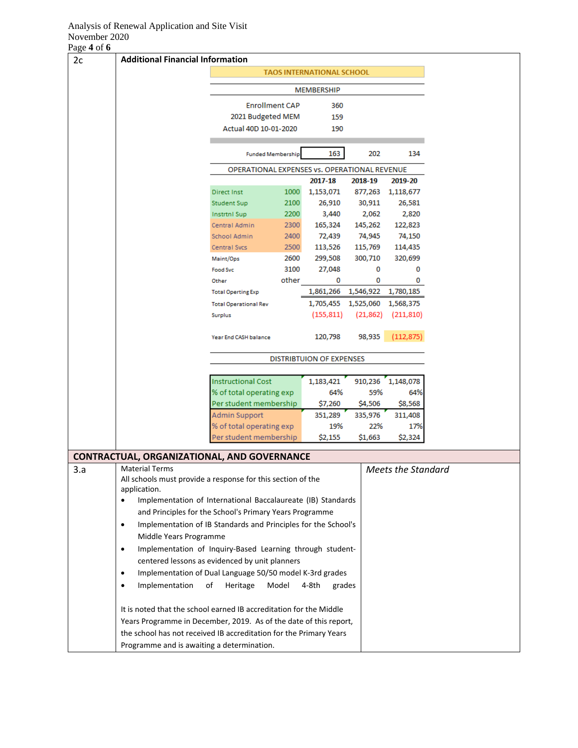**2c — Additional Financial Information**

**TAOS INTERNATIONAL SCHOOL**

**MEMBERSHIP**

| | |
|---|---|
| Enrollment CAP | 360 |
| 2021 Budgeted MEM | 159 |
| Actual 40D 10-01-2020 | 190 |

**OPERATIONAL EXPENSES vs. OPERATIONAL REVENUE**

| | | 2017-18 | 2018-19 | 2019-20 |
|---|---|---|---|---|
| Funded Membership | | 163 | 202 | 134 |
| Direct Inst | 1000 | 1,153,071 | 877,263 | 1,118,677 |
| Student Sup | 2100 | 26,910 | 30,911 | 26,581 |
| Instrtnl Sup | 2200 | 3,440 | 2,062 | 2,820 |
| Central Admin | 2300 | 165,324 | 145,262 | 122,823 |
| School Admin | 2400 | 72,439 | 74,945 | 74,150 |
| Central Svcs | 2500 | 113,526 | 115,769 | 114,435 |
| Maint/Ops | 2600 | 299,508 | 300,710 | 320,699 |
| Food Svc | 3100 | 27,048 | 0 | 0 |
| Other | other | 0 | 0 | 0 |
| Total Operting Exp | | 1,861,266 | 1,546,922 | 1,780,185 |
| Total Operational Rev | | 1,705,455 | 1,525,060 | 1,568,375 |
| Surplus | | (155,811) | (21,862) | (211,810) |
| Year End CASH balance | | 120,798 | 98,935 | (112,875) |

**DISTRIBTUION OF EXPENSES**

| | 2017-18 | 2018-19 | 2019-20 |
|---|---|---|---|
| Instructional Cost | 1,183,421 | 910,236 | 1,148,078 |
| % of total operating exp | 64% | 59% | 64% |
| Per student membership | $7,260 | $4,506 | $8,568 |
| Admin Support | 351,289 | 335,976 | 311,408 |
| % of total operating exp | 19% | 22% | 17% |
| Per student membership | $2,155 | $1,663 | $2,324 |

## CONTRACTUAL, ORGANIZATIONAL, AND GOVERNANCE

**3.a — Material Terms** — *Meets the Standard*

All schools must provide a response for this section of the application.

- Implementation of International Baccalaureate (IB) Standards and Principles for the School's Primary Years Programme
- Implementation of IB Standards and Principles for the School's Middle Years Programme
- Implementation of Inquiry-Based Learning through student-centered lessons as evidenced by unit planners
- Implementation of Dual Language 50/50 model K-3rd grades
- Implementation of Heritage Model 4-8th grades

It is noted that the school earned IB accreditation for the Middle Years Programme in December, 2019. As of the date of this report, the school has not received IB accreditation for the Primary Years Programme and is awaiting a determination.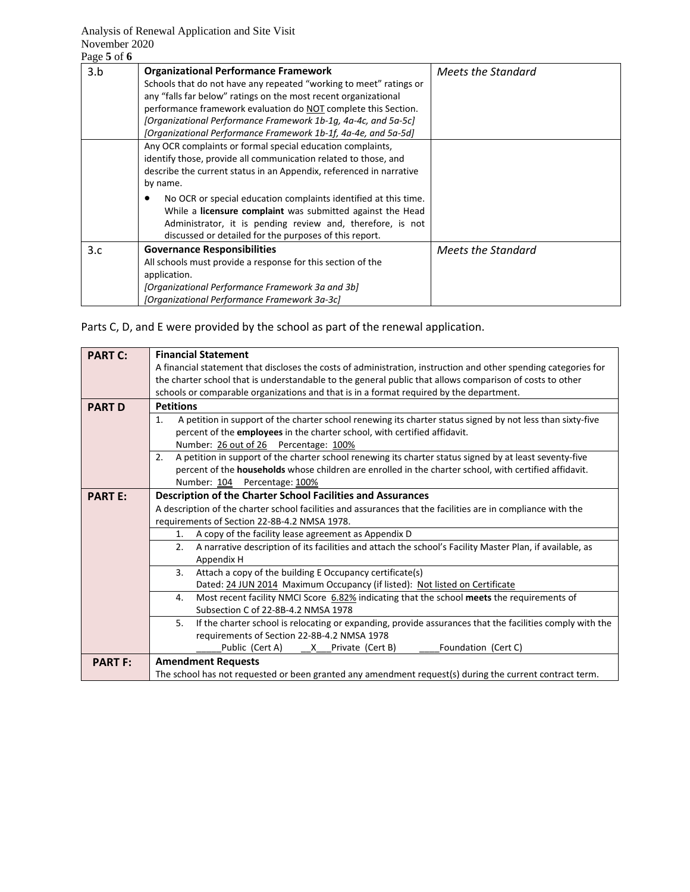| | | |
|---|---|---|
| 3.b | **Organizational Performance Framework**<br>Schools that do not have any repeated "working to meet" ratings or any "falls far below" ratings on the most recent organizational performance framework evaluation do NOT complete this Section.<br>*[Organizational Performance Framework 1b-1g, 4a-4c, and 5a-5c]*<br>*[Organizational Performance Framework 1b-1f, 4a-4e, and 5a-5d]* | *Meets the Standard* |
| | Any OCR complaints or formal special education complaints, identify those, provide all communication related to those, and describe the current status in an Appendix, referenced in narrative by name.<br>• No OCR or special education complaints identified at this time. While a **licensure complaint** was submitted against the Head Administrator, it is pending review and, therefore, is not discussed or detailed for the purposes of this report. | |
| 3.c | **Governance Responsibilities**<br>All schools must provide a response for this section of the application.<br>*[Organizational Performance Framework 3a and 3b]*<br>*[Organizational Performance Framework 3a-3c]* | *Meets the Standard* |

Parts C, D, and E were provided by the school as part of the renewal application.

| | |
|---|---|
| **PART C:** | **Financial Statement**<br>A financial statement that discloses the costs of administration, instruction and other spending categories for the charter school that is understandable to the general public that allows comparison of costs to other schools or comparable organizations and that is in a format required by the department. |
| **PART D** | **Petitions** |
| | 1. A petition in support of the charter school renewing its charter status signed by not less than sixty-five percent of the **employees** in the charter school, with certified affidavit.<br>Number: 26 out of 26 Percentage: 100% |
| | 2. A petition in support of the charter school renewing its charter status signed by at least seventy-five percent of the **households** whose children are enrolled in the charter school, with certified affidavit.<br>Number: 104 Percentage: 100% |
| **PART E:** | **Description of the Charter School Facilities and Assurances**<br>A description of the charter school facilities and assurances that the facilities are in compliance with the requirements of Section 22-8B-4.2 NMSA 1978. |
| | 1. A copy of the facility lease agreement as Appendix D |
| | 2. A narrative description of its facilities and attach the school's Facility Master Plan, if available, as Appendix H |
| | 3. Attach a copy of the building E Occupancy certificate(s)<br>Dated: 24 JUN 2014 Maximum Occupancy (if listed): Not listed on Certificate |
| | 4. Most recent facility NMCI Score 6.82% indicating that the school **meets** the requirements of Subsection C of 22-8B-4.2 NMSA 1978 |
| | 5. If the charter school is relocating or expanding, provide assurances that the facilities comply with the requirements of Section 22-8B-4.2 NMSA 1978<br>_____Public (Cert A) __X___Private (Cert B) ____Foundation (Cert C) |
| **PART F:** | **Amendment Requests**<br>The school has not requested or been granted any amendment request(s) during the current contract term. |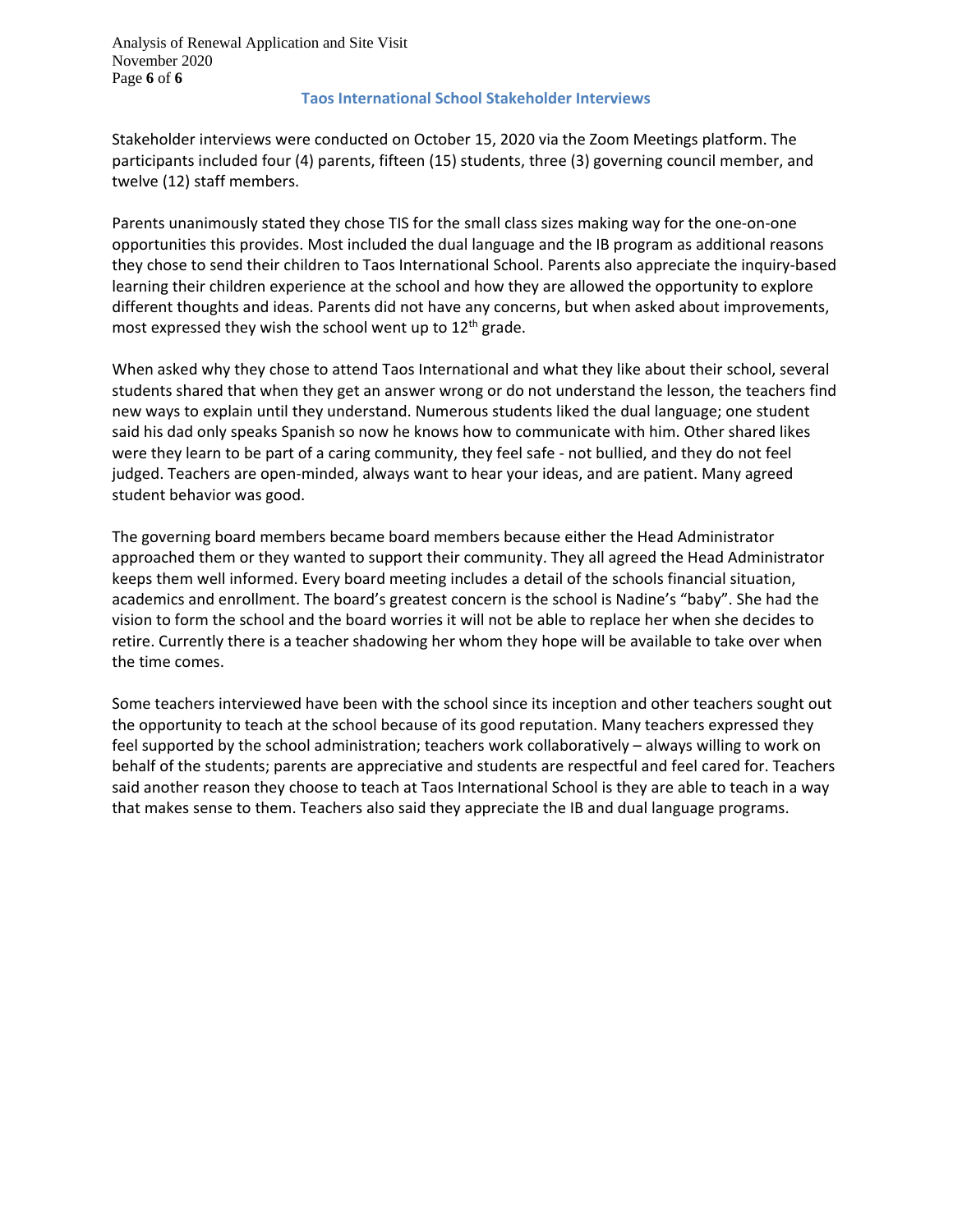## Taos International School Stakeholder Interviews

Stakeholder interviews were conducted on October 15, 2020 via the Zoom Meetings platform. The participants included four (4) parents, fifteen (15) students, three (3) governing council member, and twelve (12) staff members.

Parents unanimously stated they chose TIS for the small class sizes making way for the one-on-one opportunities this provides. Most included the dual language and the IB program as additional reasons they chose to send their children to Taos International School. Parents also appreciate the inquiry-based learning their children experience at the school and how they are allowed the opportunity to explore different thoughts and ideas. Parents did not have any concerns, but when asked about improvements, most expressed they wish the school went up to 12th grade.

When asked why they chose to attend Taos International and what they like about their school, several students shared that when they get an answer wrong or do not understand the lesson, the teachers find new ways to explain until they understand. Numerous students liked the dual language; one student said his dad only speaks Spanish so now he knows how to communicate with him. Other shared likes were they learn to be part of a caring community, they feel safe - not bullied, and they do not feel judged. Teachers are open-minded, always want to hear your ideas, and are patient. Many agreed student behavior was good.

The governing board members became board members because either the Head Administrator approached them or they wanted to support their community. They all agreed the Head Administrator keeps them well informed. Every board meeting includes a detail of the schools financial situation, academics and enrollment. The board's greatest concern is the school is Nadine's "baby". She had the vision to form the school and the board worries it will not be able to replace her when she decides to retire. Currently there is a teacher shadowing her whom they hope will be available to take over when the time comes.

Some teachers interviewed have been with the school since its inception and other teachers sought out the opportunity to teach at the school because of its good reputation. Many teachers expressed they feel supported by the school administration; teachers work collaboratively – always willing to work on behalf of the students; parents are appreciative and students are respectful and feel cared for. Teachers said another reason they choose to teach at Taos International School is they are able to teach in a way that makes sense to them. Teachers also said they appreciate the IB and dual language programs.